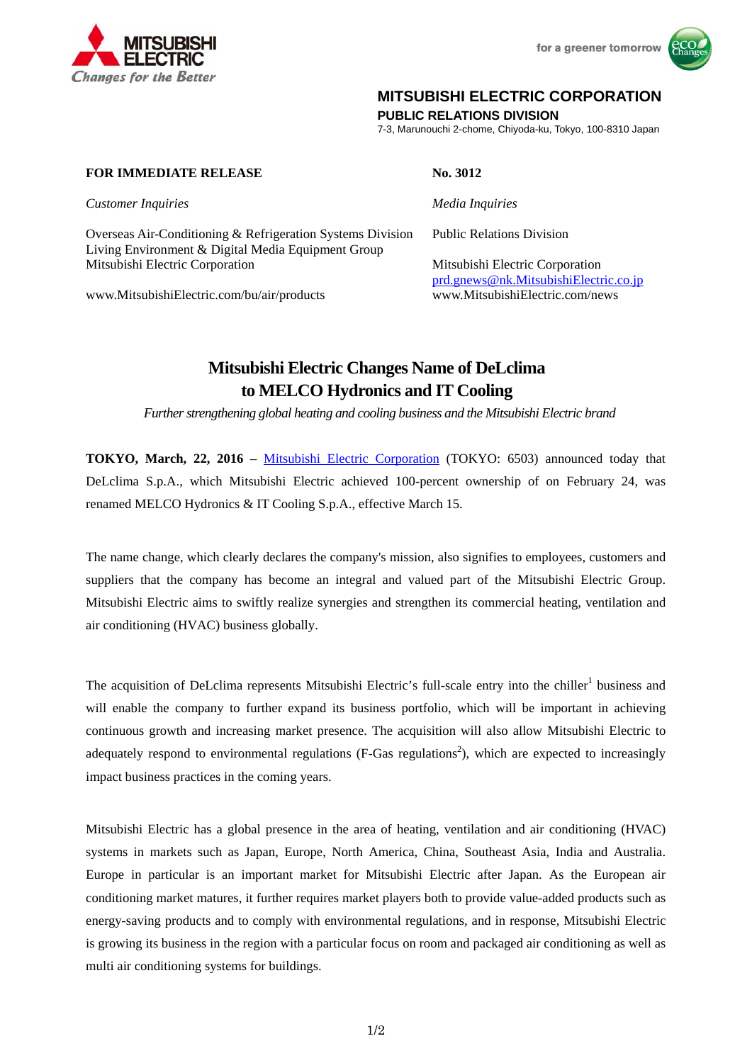**MITSUBISHI ELECTRIC CORPORATION**
**PUBLIC RELATIONS DIVISION**
7-3, Marunouchi 2-chome, Chiyoda-ku, Tokyo, 100-8310 Japan

**FOR IMMEDIATE RELEASE**

**No. 3012**

*Customer Inquiries*

Overseas Air-Conditioning & Refrigeration Systems Division
Living Environment & Digital Media Equipment Group
Mitsubishi Electric Corporation

www.MitsubishiElectric.com/bu/air/products

*Media Inquiries*

Public Relations Division

Mitsubishi Electric Corporation
prd.gnews@nk.MitsubishiElectric.co.jp
www.MitsubishiElectric.com/news

# Mitsubishi Electric Changes Name of DeLclima to MELCO Hydronics and IT Cooling

*Further strengthening global heating and cooling business and the Mitsubishi Electric brand*

**TOKYO, March, 22, 2016** – Mitsubishi Electric Corporation (TOKYO: 6503) announced today that DeLclima S.p.A., which Mitsubishi Electric achieved 100-percent ownership of on February 24, was renamed MELCO Hydronics & IT Cooling S.p.A., effective March 15.

The name change, which clearly declares the company's mission, also signifies to employees, customers and suppliers that the company has become an integral and valued part of the Mitsubishi Electric Group. Mitsubishi Electric aims to swiftly realize synergies and strengthen its commercial heating, ventilation and air conditioning (HVAC) business globally.

The acquisition of DeLclima represents Mitsubishi Electric's full-scale entry into the chiller[1] business and will enable the company to further expand its business portfolio, which will be important in achieving continuous growth and increasing market presence. The acquisition will also allow Mitsubishi Electric to adequately respond to environmental regulations (F-Gas regulations[2]), which are expected to increasingly impact business practices in the coming years.

Mitsubishi Electric has a global presence in the area of heating, ventilation and air conditioning (HVAC) systems in markets such as Japan, Europe, North America, China, Southeast Asia, India and Australia. Europe in particular is an important market for Mitsubishi Electric after Japan. As the European air conditioning market matures, it further requires market players both to provide value-added products such as energy-saving products and to comply with environmental regulations, and in response, Mitsubishi Electric is growing its business in the region with a particular focus on room and packaged air conditioning as well as multi air conditioning systems for buildings.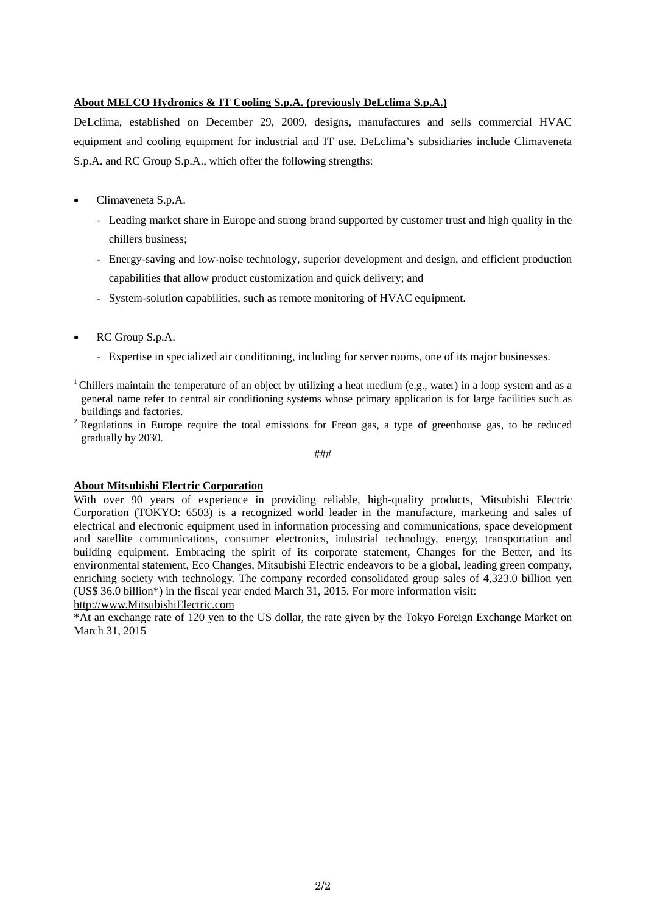**About MELCO Hydronics & IT Cooling S.p.A. (previously DeLclima S.p.A.)**

DeLclima, established on December 29, 2009, designs, manufactures and sells commercial HVAC equipment and cooling equipment for industrial and IT use. DeLclima's subsidiaries include Climaveneta S.p.A. and RC Group S.p.A., which offer the following strengths:

- Climaveneta S.p.A.
  - Leading market share in Europe and strong brand supported by customer trust and high quality in the chillers business;
  - Energy-saving and low-noise technology, superior development and design, and efficient production capabilities that allow product customization and quick delivery; and
  - System-solution capabilities, such as remote monitoring of HVAC equipment.

- RC Group S.p.A.
  - Expertise in specialized air conditioning, including for server rooms, one of its major businesses.

[1] Chillers maintain the temperature of an object by utilizing a heat medium (e.g., water) in a loop system and as a general name refer to central air conditioning systems whose primary application is for large facilities such as buildings and factories.

[2] Regulations in Europe require the total emissions for Freon gas, a type of greenhouse gas, to be reduced gradually by 2030.

###

**About Mitsubishi Electric Corporation**

With over 90 years of experience in providing reliable, high-quality products, Mitsubishi Electric Corporation (TOKYO: 6503) is a recognized world leader in the manufacture, marketing and sales of electrical and electronic equipment used in information processing and communications, space development and satellite communications, consumer electronics, industrial technology, energy, transportation and building equipment. Embracing the spirit of its corporate statement, Changes for the Better, and its environmental statement, Eco Changes, Mitsubishi Electric endeavors to be a global, leading green company, enriching society with technology. The company recorded consolidated group sales of 4,323.0 billion yen (US$ 36.0 billion*) in the fiscal year ended March 31, 2015. For more information visit:
http://www.MitsubishiElectric.com

*At an exchange rate of 120 yen to the US dollar, the rate given by the Tokyo Foreign Exchange Market on March 31, 2015